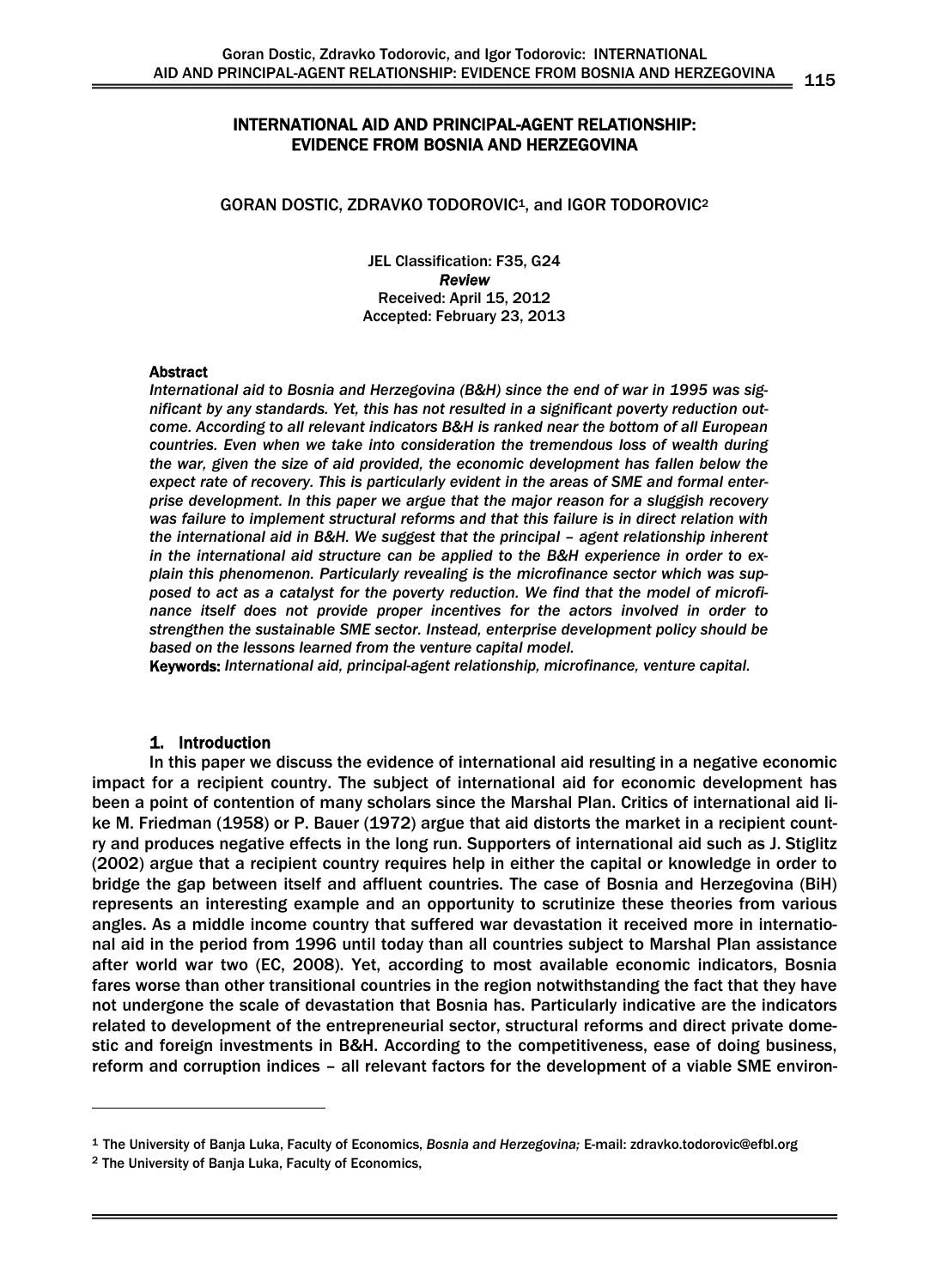# INTERNATIONAL AID AND PRINCIPAL-AGENT RELATIONSHIP: EVIDENCE FROM BOSNIA AND HERZEGOVINA

GORAN DOSTIC, ZDRAVKO TODOROVIC[1], and IGOR TODOROVIC[2]

JEL Classification: F35, G24
*Review*
Received: April 15, 2012
Accepted: February 23, 2013

### Abstract

*International aid to Bosnia and Herzegovina (B&H) since the end of war in 1995 was significant by any standards. Yet, this has not resulted in a significant poverty reduction outcome. According to all relevant indicators B&H is ranked near the bottom of all European countries. Even when we take into consideration the tremendous loss of wealth during the war, given the size of aid provided, the economic development has fallen below the expect rate of recovery. This is particularly evident in the areas of SME and formal enterprise development. In this paper we argue that the major reason for a sluggish recovery was failure to implement structural reforms and that this failure is in direct relation with the international aid in B&H. We suggest that the principal – agent relationship inherent in the international aid structure can be applied to the B&H experience in order to explain this phenomenon. Particularly revealing is the microfinance sector which was supposed to act as a catalyst for the poverty reduction. We find that the model of microfinance itself does not provide proper incentives for the actors involved in order to strengthen the sustainable SME sector. Instead, enterprise development policy should be based on the lessons learned from the venture capital model.*

**Keywords:** *International aid, principal-agent relationship, microfinance, venture capital.*

## 1. Introduction

In this paper we discuss the evidence of international aid resulting in a negative economic impact for a recipient country. The subject of international aid for economic development has been a point of contention of many scholars since the Marshal Plan. Critics of international aid like M. Friedman (1958) or P. Bauer (1972) argue that aid distorts the market in a recipient country and produces negative effects in the long run. Supporters of international aid such as J. Stiglitz (2002) argue that a recipient country requires help in either the capital or knowledge in order to bridge the gap between itself and affluent countries. The case of Bosnia and Herzegovina (BiH) represents an interesting example and an opportunity to scrutinize these theories from various angles. As a middle income country that suffered war devastation it received more in international aid in the period from 1996 until today than all countries subject to Marshal Plan assistance after world war two (EC, 2008). Yet, according to most available economic indicators, Bosnia fares worse than other transitional countries in the region notwithstanding the fact that they have not undergone the scale of devastation that Bosnia has. Particularly indicative are the indicators related to development of the entrepreneurial sector, structural reforms and direct private domestic and foreign investments in B&H. According to the competitiveness, ease of doing business, reform and corruption indices – all relevant factors for the development of a viable SME environ-

---

[1] The University of Banja Luka, Faculty of Economics, *Bosnia and Herzegovina;* E-mail: zdravko.todorovic@efbl.org

[2] The University of Banja Luka, Faculty of Economics,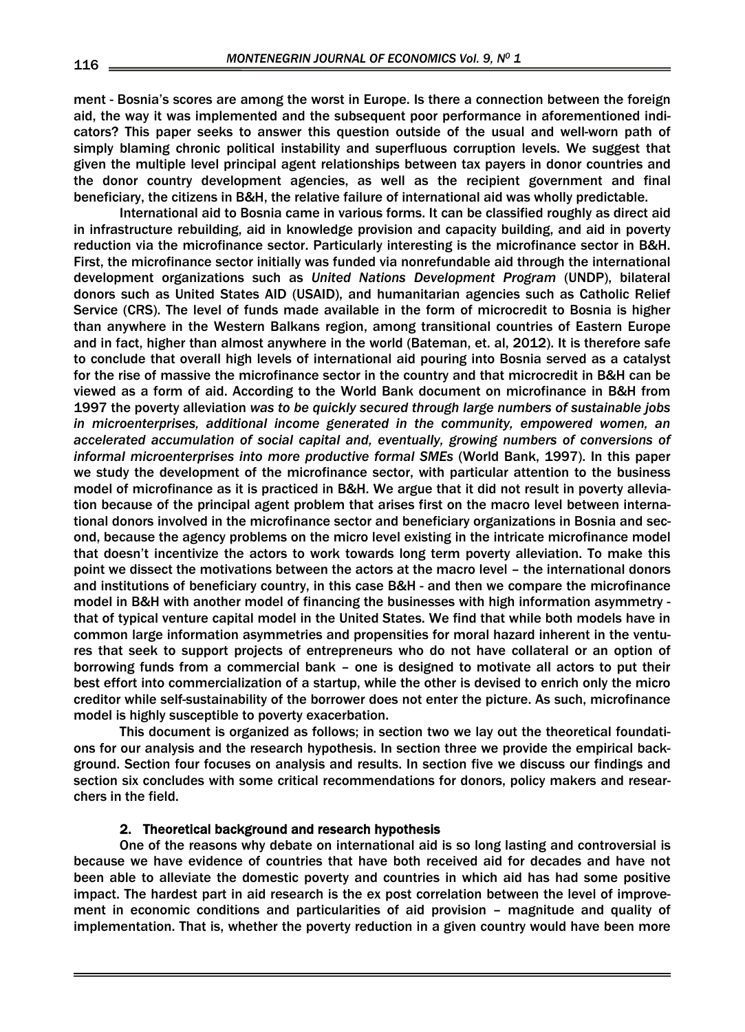ment - Bosnia's scores are among the worst in Europe. Is there a connection between the foreign aid, the way it was implemented and the subsequent poor performance in aforementioned indicators? This paper seeks to answer this question outside of the usual and well-worn path of simply blaming chronic political instability and superfluous corruption levels. We suggest that given the multiple level principal agent relationships between tax payers in donor countries and the donor country development agencies, as well as the recipient government and final beneficiary, the citizens in B&H, the relative failure of international aid was wholly predictable.

International aid to Bosnia came in various forms. It can be classified roughly as direct aid in infrastructure rebuilding, aid in knowledge provision and capacity building, and aid in poverty reduction via the microfinance sector. Particularly interesting is the microfinance sector in B&H. First, the microfinance sector initially was funded via nonrefundable aid through the international development organizations such as *United Nations Development Program* (UNDP), bilateral donors such as United States AID (USAID), and humanitarian agencies such as Catholic Relief Service (CRS). The level of funds made available in the form of microcredit to Bosnia is higher than anywhere in the Western Balkans region, among transitional countries of Eastern Europe and in fact, higher than almost anywhere in the world (Bateman, et. al, 2012). It is therefore safe to conclude that overall high levels of international aid pouring into Bosnia served as a catalyst for the rise of massive the microfinance sector in the country and that microcredit in B&H can be viewed as a form of aid. According to the World Bank document on microfinance in B&H from 1997 the poverty alleviation *was to be quickly secured through large numbers of sustainable jobs in microenterprises, additional income generated in the community, empowered women, an accelerated accumulation of social capital and, eventually, growing numbers of conversions of informal microenterprises into more productive formal SMEs* (World Bank, 1997). In this paper we study the development of the microfinance sector, with particular attention to the business model of microfinance as it is practiced in B&H. We argue that it did not result in poverty alleviation because of the principal agent problem that arises first on the macro level between international donors involved in the microfinance sector and beneficiary organizations in Bosnia and second, because the agency problems on the micro level existing in the intricate microfinance model that doesn't incentivize the actors to work towards long term poverty alleviation. To make this point we dissect the motivations between the actors at the macro level – the international donors and institutions of beneficiary country, in this case B&H - and then we compare the microfinance model in B&H with another model of financing the businesses with high information asymmetry - that of typical venture capital model in the United States. We find that while both models have in common large information asymmetries and propensities for moral hazard inherent in the ventures that seek to support projects of entrepreneurs who do not have collateral or an option of borrowing funds from a commercial bank – one is designed to motivate all actors to put their best effort into commercialization of a startup, while the other is devised to enrich only the micro creditor while self-sustainability of the borrower does not enter the picture. As such, microfinance model is highly susceptible to poverty exacerbation.

This document is organized as follows; in section two we lay out the theoretical foundations for our analysis and the research hypothesis. In section three we provide the empirical background. Section four focuses on analysis and results. In section five we discuss our findings and section six concludes with some critical recommendations for donors, policy makers and researchers in the field.

## 2. Theoretical background and research hypothesis

One of the reasons why debate on international aid is so long lasting and controversial is because we have evidence of countries that have both received aid for decades and have not been able to alleviate the domestic poverty and countries in which aid has had some positive impact. The hardest part in aid research is the ex post correlation between the level of improvement in economic conditions and particularities of aid provision – magnitude and quality of implementation. That is, whether the poverty reduction in a given country would have been more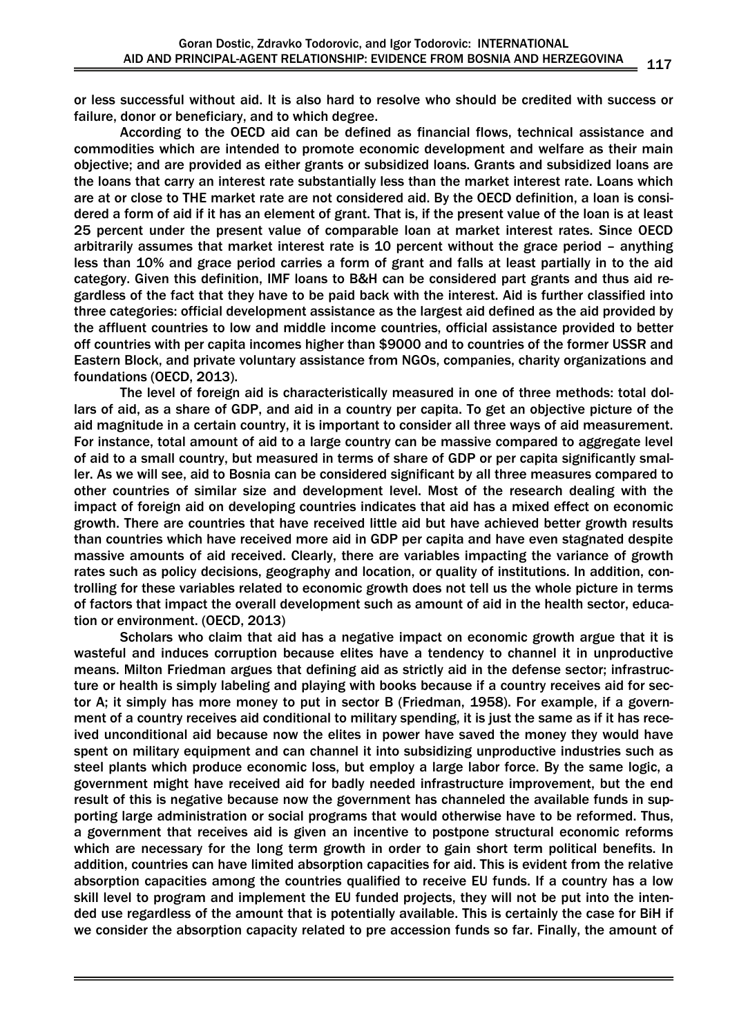or less successful without aid. It is also hard to resolve who should be credited with success or failure, donor or beneficiary, and to which degree.

According to the OECD aid can be defined as financial flows, technical assistance and commodities which are intended to promote economic development and welfare as their main objective; and are provided as either grants or subsidized loans. Grants and subsidized loans are the loans that carry an interest rate substantially less than the market interest rate. Loans which are at or close to THE market rate are not considered aid. By the OECD definition, a loan is considered a form of aid if it has an element of grant. That is, if the present value of the loan is at least 25 percent under the present value of comparable loan at market interest rates. Since OECD arbitrarily assumes that market interest rate is 10 percent without the grace period – anything less than 10% and grace period carries a form of grant and falls at least partially in to the aid category. Given this definition, IMF loans to B&H can be considered part grants and thus aid regardless of the fact that they have to be paid back with the interest. Aid is further classified into three categories: official development assistance as the largest aid defined as the aid provided by the affluent countries to low and middle income countries, official assistance provided to better off countries with per capita incomes higher than $9000 and to countries of the former USSR and Eastern Block, and private voluntary assistance from NGOs, companies, charity organizations and foundations (OECD, 2013).

The level of foreign aid is characteristically measured in one of three methods: total dollars of aid, as a share of GDP, and aid in a country per capita. To get an objective picture of the aid magnitude in a certain country, it is important to consider all three ways of aid measurement. For instance, total amount of aid to a large country can be massive compared to aggregate level of aid to a small country, but measured in terms of share of GDP or per capita significantly smaller. As we will see, aid to Bosnia can be considered significant by all three measures compared to other countries of similar size and development level. Most of the research dealing with the impact of foreign aid on developing countries indicates that aid has a mixed effect on economic growth. There are countries that have received little aid but have achieved better growth results than countries which have received more aid in GDP per capita and have even stagnated despite massive amounts of aid received. Clearly, there are variables impacting the variance of growth rates such as policy decisions, geography and location, or quality of institutions. In addition, controlling for these variables related to economic growth does not tell us the whole picture in terms of factors that impact the overall development such as amount of aid in the health sector, education or environment. (OECD, 2013)

Scholars who claim that aid has a negative impact on economic growth argue that it is wasteful and induces corruption because elites have a tendency to channel it in unproductive means. Milton Friedman argues that defining aid as strictly aid in the defense sector; infrastructure or health is simply labeling and playing with books because if a country receives aid for sector A; it simply has more money to put in sector B (Friedman, 1958). For example, if a government of a country receives aid conditional to military spending, it is just the same as if it has received unconditional aid because now the elites in power have saved the money they would have spent on military equipment and can channel it into subsidizing unproductive industries such as steel plants which produce economic loss, but employ a large labor force. By the same logic, a government might have received aid for badly needed infrastructure improvement, but the end result of this is negative because now the government has channeled the available funds in supporting large administration or social programs that would otherwise have to be reformed. Thus, a government that receives aid is given an incentive to postpone structural economic reforms which are necessary for the long term growth in order to gain short term political benefits. In addition, countries can have limited absorption capacities for aid. This is evident from the relative absorption capacities among the countries qualified to receive EU funds. If a country has a low skill level to program and implement the EU funded projects, they will not be put into the intended use regardless of the amount that is potentially available. This is certainly the case for BiH if we consider the absorption capacity related to pre accession funds so far. Finally, the amount of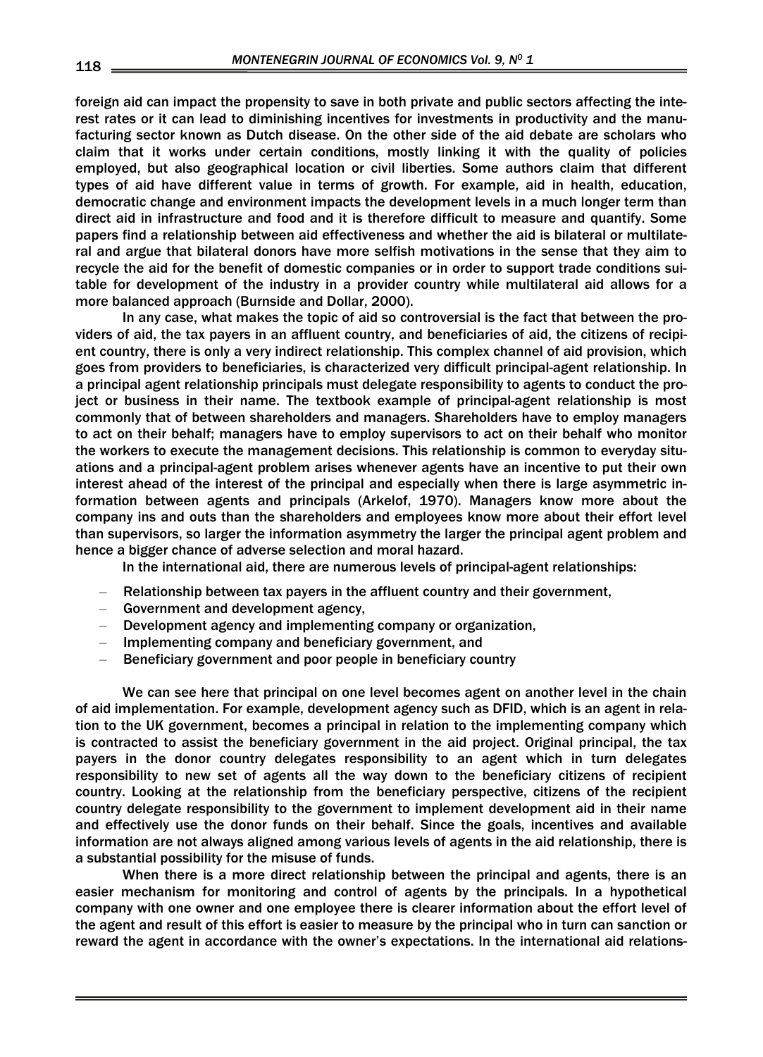foreign aid can impact the propensity to save in both private and public sectors affecting the interest rates or it can lead to diminishing incentives for investments in productivity and the manufacturing sector known as Dutch disease. On the other side of the aid debate are scholars who claim that it works under certain conditions, mostly linking it with the quality of policies employed, but also geographical location or civil liberties. Some authors claim that different types of aid have different value in terms of growth. For example, aid in health, education, democratic change and environment impacts the development levels in a much longer term than direct aid in infrastructure and food and it is therefore difficult to measure and quantify. Some papers find a relationship between aid effectiveness and whether the aid is bilateral or multilateral and argue that bilateral donors have more selfish motivations in the sense that they aim to recycle the aid for the benefit of domestic companies or in order to support trade conditions suitable for development of the industry in a provider country while multilateral aid allows for a more balanced approach (Burnside and Dollar, 2000).

In any case, what makes the topic of aid so controversial is the fact that between the providers of aid, the tax payers in an affluent country, and beneficiaries of aid, the citizens of recipient country, there is only a very indirect relationship. This complex channel of aid provision, which goes from providers to beneficiaries, is characterized very difficult principal-agent relationship. In a principal agent relationship principals must delegate responsibility to agents to conduct the project or business in their name. The textbook example of principal-agent relationship is most commonly that of between shareholders and managers. Shareholders have to employ managers to act on their behalf; managers have to employ supervisors to act on their behalf who monitor the workers to execute the management decisions. This relationship is common to everyday situations and a principal-agent problem arises whenever agents have an incentive to put their own interest ahead of the interest of the principal and especially when there is large asymmetric information between agents and principals (Arkelof, 1970). Managers know more about the company ins and outs than the shareholders and employees know more about their effort level than supervisors, so larger the information asymmetry the larger the principal agent problem and hence a bigger chance of adverse selection and moral hazard.

In the international aid, there are numerous levels of principal-agent relationships:

- Relationship between tax payers in the affluent country and their government,
- Government and development agency,
- Development agency and implementing company or organization,
- Implementing company and beneficiary government, and
- Beneficiary government and poor people in beneficiary country

We can see here that principal on one level becomes agent on another level in the chain of aid implementation. For example, development agency such as DFID, which is an agent in relation to the UK government, becomes a principal in relation to the implementing company which is contracted to assist the beneficiary government in the aid project. Original principal, the tax payers in the donor country delegates responsibility to an agent which in turn delegates responsibility to new set of agents all the way down to the beneficiary citizens of recipient country. Looking at the relationship from the beneficiary perspective, citizens of the recipient country delegate responsibility to the government to implement development aid in their name and effectively use the donor funds on their behalf. Since the goals, incentives and available information are not always aligned among various levels of agents in the aid relationship, there is a substantial possibility for the misuse of funds.

When there is a more direct relationship between the principal and agents, there is an easier mechanism for monitoring and control of agents by the principals. In a hypothetical company with one owner and one employee there is clearer information about the effort level of the agent and result of this effort is easier to measure by the principal who in turn can sanction or reward the agent in accordance with the owner's expectations. In the international aid relations-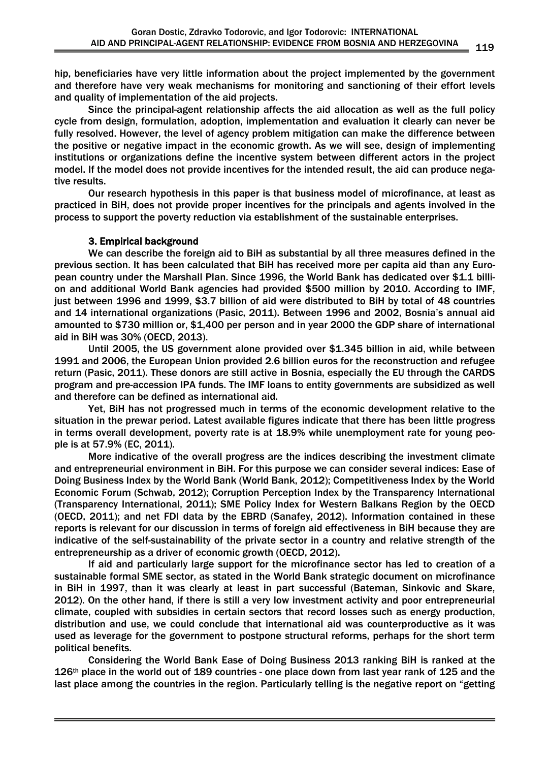hip, beneficiaries have very little information about the project implemented by the government and therefore have very weak mechanisms for monitoring and sanctioning of their effort levels and quality of implementation of the aid projects.

Since the principal-agent relationship affects the aid allocation as well as the full policy cycle from design, formulation, adoption, implementation and evaluation it clearly can never be fully resolved. However, the level of agency problem mitigation can make the difference between the positive or negative impact in the economic growth. As we will see, design of implementing institutions or organizations define the incentive system between different actors in the project model. If the model does not provide incentives for the intended result, the aid can produce negative results.

Our research hypothesis in this paper is that business model of microfinance, at least as practiced in BiH, does not provide proper incentives for the principals and agents involved in the process to support the poverty reduction via establishment of the sustainable enterprises.

## 3. Empirical background

We can describe the foreign aid to BiH as substantial by all three measures defined in the previous section. It has been calculated that BiH has received more per capita aid than any European country under the Marshall Plan. Since 1996, the World Bank has dedicated over $1.1 billion and additional World Bank agencies had provided $500 million by 2010. According to IMF, just between 1996 and 1999, $3.7 billion of aid were distributed to BiH by total of 48 countries and 14 international organizations (Pasic, 2011). Between 1996 and 2002, Bosnia's annual aid amounted to $730 million or, $1,400 per person and in year 2000 the GDP share of international aid in BiH was 30% (OECD, 2013).

Until 2005, the US government alone provided over $1.345 billion in aid, while between 1991 and 2006, the European Union provided 2.6 billion euros for the reconstruction and refugee return (Pasic, 2011). These donors are still active in Bosnia, especially the EU through the CARDS program and pre-accession IPA funds. The IMF loans to entity governments are subsidized as well and therefore can be defined as international aid.

Yet, BiH has not progressed much in terms of the economic development relative to the situation in the prewar period. Latest available figures indicate that there has been little progress in terms overall development, poverty rate is at 18.9% while unemployment rate for young people is at 57.9% (EC, 2011).

More indicative of the overall progress are the indices describing the investment climate and entrepreneurial environment in BiH. For this purpose we can consider several indices: Ease of Doing Business Index by the World Bank (World Bank, 2012); Competitiveness Index by the World Economic Forum (Schwab, 2012); Corruption Perception Index by the Transparency International (Transparency International, 2011); SME Policy Index for Western Balkans Region by the OECD (OECD, 2011); and net FDI data by the EBRD (Sanafey, 2012). Information contained in these reports is relevant for our discussion in terms of foreign aid effectiveness in BiH because they are indicative of the self-sustainability of the private sector in a country and relative strength of the entrepreneurship as a driver of economic growth (OECD, 2012).

If aid and particularly large support for the microfinance sector has led to creation of a sustainable formal SME sector, as stated in the World Bank strategic document on microfinance in BiH in 1997, than it was clearly at least in part successful (Bateman, Sinkovic and Skare, 2012). On the other hand, if there is still a very low investment activity and poor entrepreneurial climate, coupled with subsidies in certain sectors that record losses such as energy production, distribution and use, we could conclude that international aid was counterproductive as it was used as leverage for the government to postpone structural reforms, perhaps for the short term political benefits.

Considering the World Bank Ease of Doing Business 2013 ranking BiH is ranked at the 126th place in the world out of 189 countries - one place down from last year rank of 125 and the last place among the countries in the region. Particularly telling is the negative report on "getting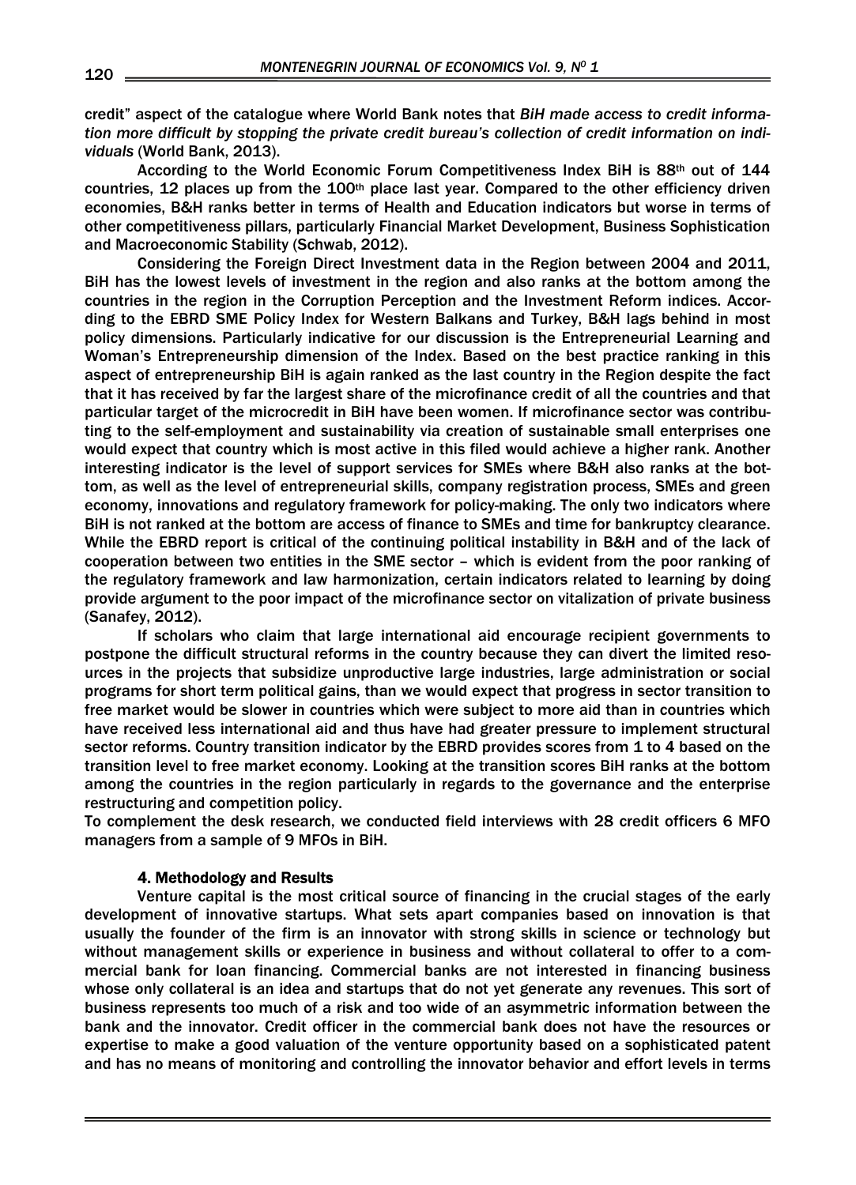credit" aspect of the catalogue where World Bank notes that *BiH made access to credit information more difficult by stopping the private credit bureau's collection of credit information on individuals* (World Bank, 2013).

According to the World Economic Forum Competitiveness Index BiH is 88th out of 144 countries, 12 places up from the 100th place last year. Compared to the other efficiency driven economies, B&H ranks better in terms of Health and Education indicators but worse in terms of other competitiveness pillars, particularly Financial Market Development, Business Sophistication and Macroeconomic Stability (Schwab, 2012).

Considering the Foreign Direct Investment data in the Region between 2004 and 2011, BiH has the lowest levels of investment in the region and also ranks at the bottom among the countries in the region in the Corruption Perception and the Investment Reform indices. According to the EBRD SME Policy Index for Western Balkans and Turkey, B&H lags behind in most policy dimensions. Particularly indicative for our discussion is the Entrepreneurial Learning and Woman's Entrepreneurship dimension of the Index. Based on the best practice ranking in this aspect of entrepreneurship BiH is again ranked as the last country in the Region despite the fact that it has received by far the largest share of the microfinance credit of all the countries and that particular target of the microcredit in BiH have been women. If microfinance sector was contributing to the self-employment and sustainability via creation of sustainable small enterprises one would expect that country which is most active in this filed would achieve a higher rank. Another interesting indicator is the level of support services for SMEs where B&H also ranks at the bottom, as well as the level of entrepreneurial skills, company registration process, SMEs and green economy, innovations and regulatory framework for policy-making. The only two indicators where BiH is not ranked at the bottom are access of finance to SMEs and time for bankruptcy clearance. While the EBRD report is critical of the continuing political instability in B&H and of the lack of cooperation between two entities in the SME sector – which is evident from the poor ranking of the regulatory framework and law harmonization, certain indicators related to learning by doing provide argument to the poor impact of the microfinance sector on vitalization of private business (Sanafey, 2012).

If scholars who claim that large international aid encourage recipient governments to postpone the difficult structural reforms in the country because they can divert the limited resources in the projects that subsidize unproductive large industries, large administration or social programs for short term political gains, than we would expect that progress in sector transition to free market would be slower in countries which were subject to more aid than in countries which have received less international aid and thus have had greater pressure to implement structural sector reforms. Country transition indicator by the EBRD provides scores from 1 to 4 based on the transition level to free market economy. Looking at the transition scores BiH ranks at the bottom among the countries in the region particularly in regards to the governance and the enterprise restructuring and competition policy.

To complement the desk research, we conducted field interviews with 28 credit officers 6 MFO managers from a sample of 9 MFOs in BiH.

## 4. Methodology and Results

Venture capital is the most critical source of financing in the crucial stages of the early development of innovative startups. What sets apart companies based on innovation is that usually the founder of the firm is an innovator with strong skills in science or technology but without management skills or experience in business and without collateral to offer to a commercial bank for loan financing. Commercial banks are not interested in financing business whose only collateral is an idea and startups that do not yet generate any revenues. This sort of business represents too much of a risk and too wide of an asymmetric information between the bank and the innovator. Credit officer in the commercial bank does not have the resources or expertise to make a good valuation of the venture opportunity based on a sophisticated patent and has no means of monitoring and controlling the innovator behavior and effort levels in terms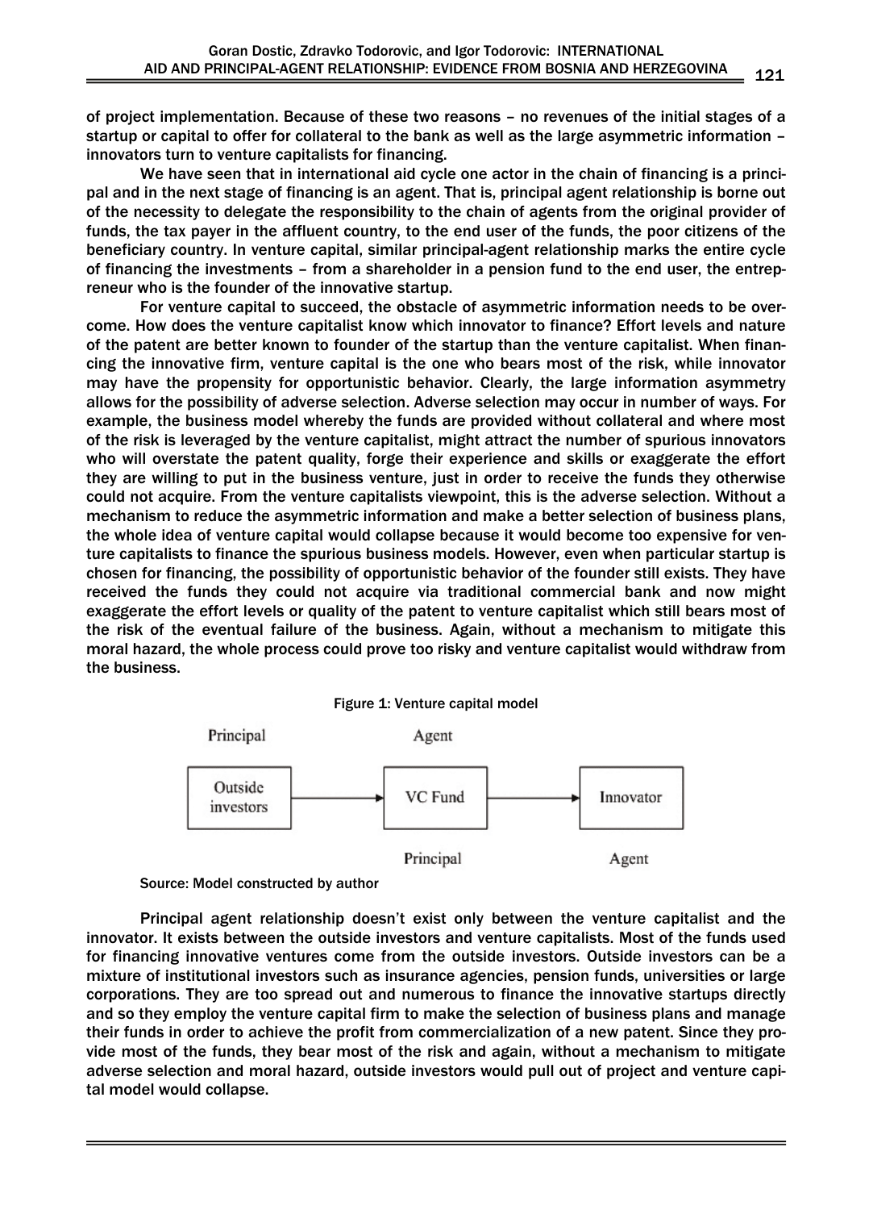of project implementation. Because of these two reasons – no revenues of the initial stages of a startup or capital to offer for collateral to the bank as well as the large asymmetric information – innovators turn to venture capitalists for financing.

We have seen that in international aid cycle one actor in the chain of financing is a principal and in the next stage of financing is an agent. That is, principal agent relationship is borne out of the necessity to delegate the responsibility to the chain of agents from the original provider of funds, the tax payer in the affluent country, to the end user of the funds, the poor citizens of the beneficiary country. In venture capital, similar principal-agent relationship marks the entire cycle of financing the investments – from a shareholder in a pension fund to the end user, the entrepreneur who is the founder of the innovative startup.

For venture capital to succeed, the obstacle of asymmetric information needs to be overcome. How does the venture capitalist know which innovator to finance? Effort levels and nature of the patent are better known to founder of the startup than the venture capitalist. When financing the innovative firm, venture capital is the one who bears most of the risk, while innovator may have the propensity for opportunistic behavior. Clearly, the large information asymmetry allows for the possibility of adverse selection. Adverse selection may occur in number of ways. For example, the business model whereby the funds are provided without collateral and where most of the risk is leveraged by the venture capitalist, might attract the number of spurious innovators who will overstate the patent quality, forge their experience and skills or exaggerate the effort they are willing to put in the business venture, just in order to receive the funds they otherwise could not acquire. From the venture capitalists viewpoint, this is the adverse selection. Without a mechanism to reduce the asymmetric information and make a better selection of business plans, the whole idea of venture capital would collapse because it would become too expensive for venture capitalists to finance the spurious business models. However, even when particular startup is chosen for financing, the possibility of opportunistic behavior of the founder still exists. They have received the funds they could not acquire via traditional commercial bank and now might exaggerate the effort levels or quality of the patent to venture capitalist which still bears most of the risk of the eventual failure of the business. Again, without a mechanism to mitigate this moral hazard, the whole process could prove too risky and venture capitalist would withdraw from the business.

Figure 1: Venture capital model

| Principal | Agent | |
|---|---|---|
| Outside investors → | VC Fund → | Innovator |
| | Principal | Agent |

Source: Model constructed by author

Principal agent relationship doesn't exist only between the venture capitalist and the innovator. It exists between the outside investors and venture capitalists. Most of the funds used for financing innovative ventures come from the outside investors. Outside investors can be a mixture of institutional investors such as insurance agencies, pension funds, universities or large corporations. They are too spread out and numerous to finance the innovative startups directly and so they employ the venture capital firm to make the selection of business plans and manage their funds in order to achieve the profit from commercialization of a new patent. Since they provide most of the funds, they bear most of the risk and again, without a mechanism to mitigate adverse selection and moral hazard, outside investors would pull out of project and venture capital model would collapse.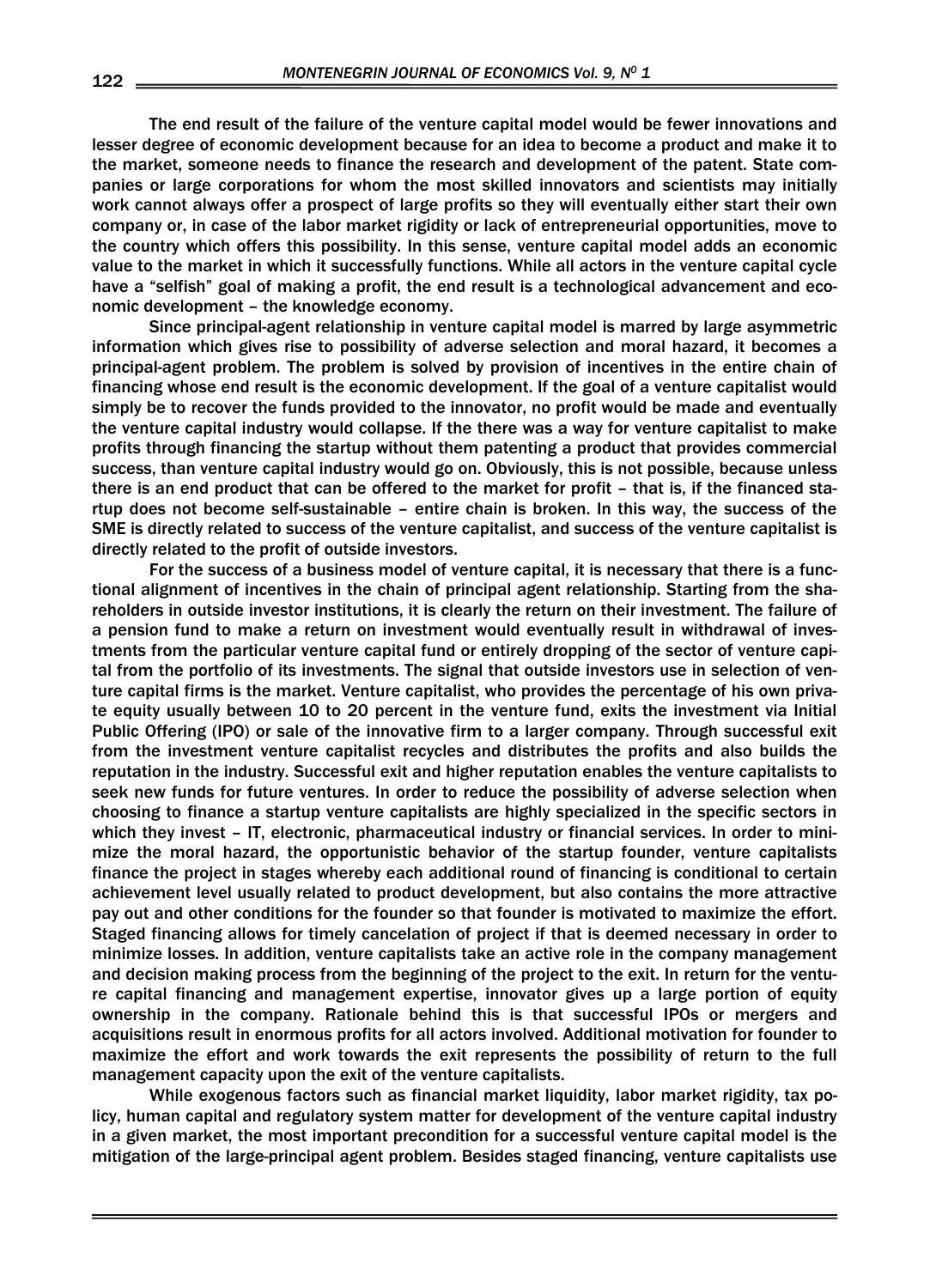The end result of the failure of the venture capital model would be fewer innovations and lesser degree of economic development because for an idea to become a product and make it to the market, someone needs to finance the research and development of the patent. State companies or large corporations for whom the most skilled innovators and scientists may initially work cannot always offer a prospect of large profits so they will eventually either start their own company or, in case of the labor market rigidity or lack of entrepreneurial opportunities, move to the country which offers this possibility. In this sense, venture capital model adds an economic value to the market in which it successfully functions. While all actors in the venture capital cycle have a "selfish" goal of making a profit, the end result is a technological advancement and economic development – the knowledge economy.

Since principal-agent relationship in venture capital model is marred by large asymmetric information which gives rise to possibility of adverse selection and moral hazard, it becomes a principal-agent problem. The problem is solved by provision of incentives in the entire chain of financing whose end result is the economic development. If the goal of a venture capitalist would simply be to recover the funds provided to the innovator, no profit would be made and eventually the venture capital industry would collapse. If the there was a way for venture capitalist to make profits through financing the startup without them patenting a product that provides commercial success, than venture capital industry would go on. Obviously, this is not possible, because unless there is an end product that can be offered to the market for profit – that is, if the financed startup does not become self-sustainable – entire chain is broken. In this way, the success of the SME is directly related to success of the venture capitalist, and success of the venture capitalist is directly related to the profit of outside investors.

For the success of a business model of venture capital, it is necessary that there is a functional alignment of incentives in the chain of principal agent relationship. Starting from the shareholders in outside investor institutions, it is clearly the return on their investment. The failure of a pension fund to make a return on investment would eventually result in withdrawal of investments from the particular venture capital fund or entirely dropping of the sector of venture capital from the portfolio of its investments. The signal that outside investors use in selection of venture capital firms is the market. Venture capitalist, who provides the percentage of his own private equity usually between 10 to 20 percent in the venture fund, exits the investment via Initial Public Offering (IPO) or sale of the innovative firm to a larger company. Through successful exit from the investment venture capitalist recycles and distributes the profits and also builds the reputation in the industry. Successful exit and higher reputation enables the venture capitalists to seek new funds for future ventures. In order to reduce the possibility of adverse selection when choosing to finance a startup venture capitalists are highly specialized in the specific sectors in which they invest – IT, electronic, pharmaceutical industry or financial services. In order to minimize the moral hazard, the opportunistic behavior of the startup founder, venture capitalists finance the project in stages whereby each additional round of financing is conditional to certain achievement level usually related to product development, but also contains the more attractive pay out and other conditions for the founder so that founder is motivated to maximize the effort. Staged financing allows for timely cancelation of project if that is deemed necessary in order to minimize losses. In addition, venture capitalists take an active role in the company management and decision making process from the beginning of the project to the exit. In return for the venture capital financing and management expertise, innovator gives up a large portion of equity ownership in the company. Rationale behind this is that successful IPOs or mergers and acquisitions result in enormous profits for all actors involved. Additional motivation for founder to maximize the effort and work towards the exit represents the possibility of return to the full management capacity upon the exit of the venture capitalists.

While exogenous factors such as financial market liquidity, labor market rigidity, tax policy, human capital and regulatory system matter for development of the venture capital industry in a given market, the most important precondition for a successful venture capital model is the mitigation of the large-principal agent problem. Besides staged financing, venture capitalists use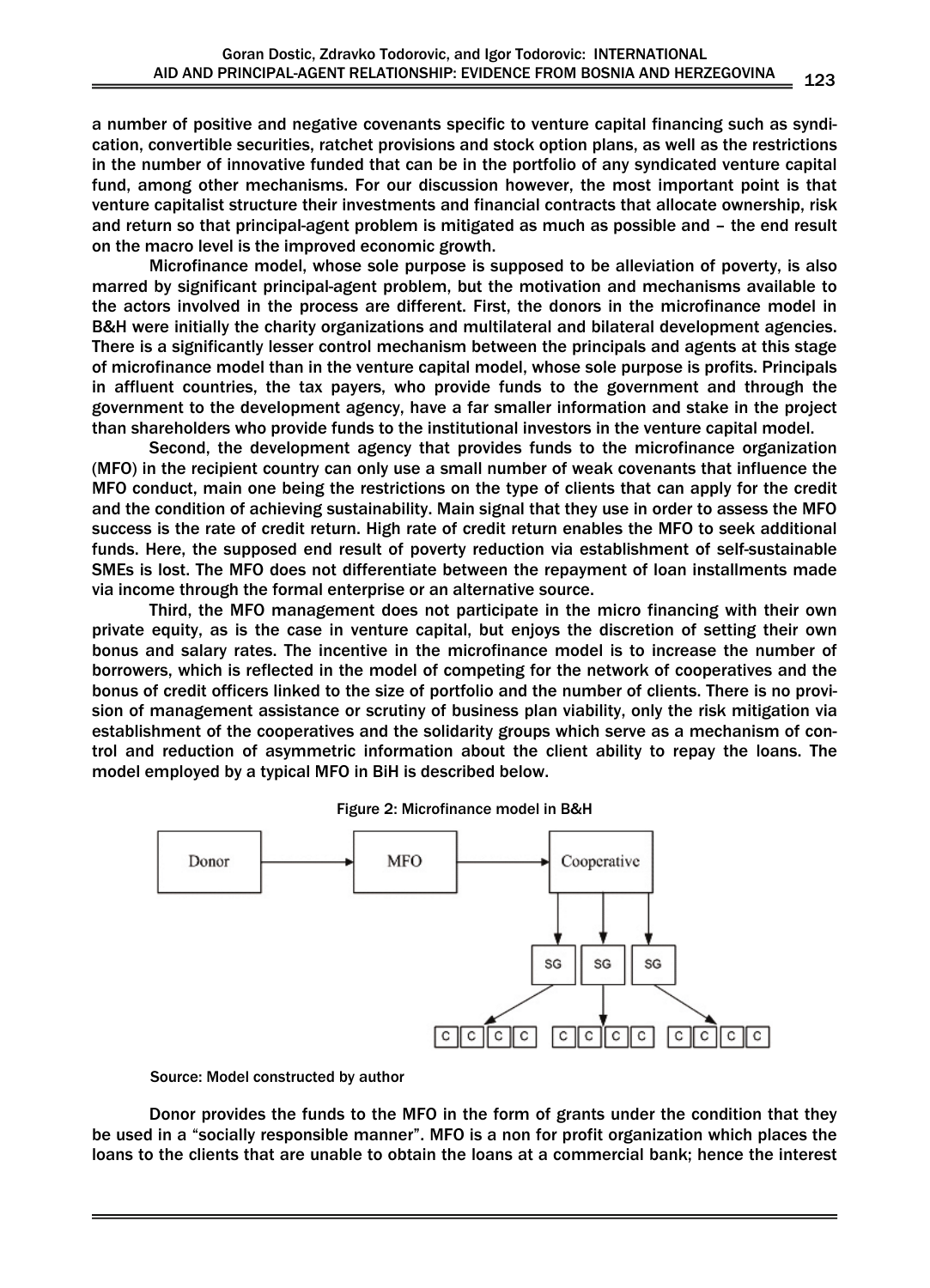a number of positive and negative covenants specific to venture capital financing such as syndication, convertible securities, ratchet provisions and stock option plans, as well as the restrictions in the number of innovative funded that can be in the portfolio of any syndicated venture capital fund, among other mechanisms. For our discussion however, the most important point is that venture capitalist structure their investments and financial contracts that allocate ownership, risk and return so that principal-agent problem is mitigated as much as possible and – the end result on the macro level is the improved economic growth.

Microfinance model, whose sole purpose is supposed to be alleviation of poverty, is also marred by significant principal-agent problem, but the motivation and mechanisms available to the actors involved in the process are different. First, the donors in the microfinance model in B&H were initially the charity organizations and multilateral and bilateral development agencies. There is a significantly lesser control mechanism between the principals and agents at this stage of microfinance model than in the venture capital model, whose sole purpose is profits. Principals in affluent countries, the tax payers, who provide funds to the government and through the government to the development agency, have a far smaller information and stake in the project than shareholders who provide funds to the institutional investors in the venture capital model.

Second, the development agency that provides funds to the microfinance organization (MFO) in the recipient country can only use a small number of weak covenants that influence the MFO conduct, main one being the restrictions on the type of clients that can apply for the credit and the condition of achieving sustainability. Main signal that they use in order to assess the MFO success is the rate of credit return. High rate of credit return enables the MFO to seek additional funds. Here, the supposed end result of poverty reduction via establishment of self-sustainable SMEs is lost. The MFO does not differentiate between the repayment of loan installments made via income through the formal enterprise or an alternative source.

Third, the MFO management does not participate in the micro financing with their own private equity, as is the case in venture capital, but enjoys the discretion of setting their own bonus and salary rates. The incentive in the microfinance model is to increase the number of borrowers, which is reflected in the model of competing for the network of cooperatives and the bonus of credit officers linked to the size of portfolio and the number of clients. There is no provision of management assistance or scrutiny of business plan viability, only the risk mitigation via establishment of the cooperatives and the solidarity groups which serve as a mechanism of control and reduction of asymmetric information about the client ability to repay the loans. The model employed by a typical MFO in BiH is described below.

Figure 2: Microfinance model in B&H

Source: Model constructed by author

Donor provides the funds to the MFO in the form of grants under the condition that they be used in a "socially responsible manner". MFO is a non for profit organization which places the loans to the clients that are unable to obtain the loans at a commercial bank; hence the interest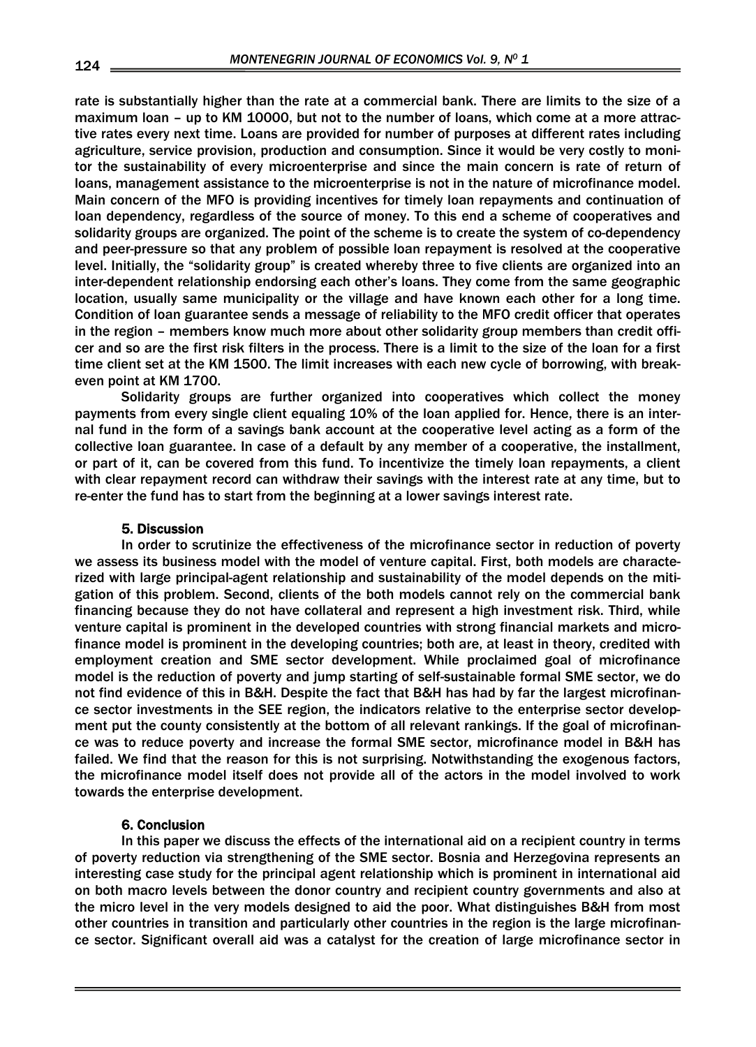rate is substantially higher than the rate at a commercial bank. There are limits to the size of a maximum loan – up to KM 10000, but not to the number of loans, which come at a more attractive rates every next time. Loans are provided for number of purposes at different rates including agriculture, service provision, production and consumption. Since it would be very costly to monitor the sustainability of every microenterprise and since the main concern is rate of return of loans, management assistance to the microenterprise is not in the nature of microfinance model. Main concern of the MFO is providing incentives for timely loan repayments and continuation of loan dependency, regardless of the source of money. To this end a scheme of cooperatives and solidarity groups are organized. The point of the scheme is to create the system of co-dependency and peer-pressure so that any problem of possible loan repayment is resolved at the cooperative level. Initially, the "solidarity group" is created whereby three to five clients are organized into an inter-dependent relationship endorsing each other's loans. They come from the same geographic location, usually same municipality or the village and have known each other for a long time. Condition of loan guarantee sends a message of reliability to the MFO credit officer that operates in the region – members know much more about other solidarity group members than credit officer and so are the first risk filters in the process. There is a limit to the size of the loan for a first time client set at the KM 1500. The limit increases with each new cycle of borrowing, with break-even point at KM 1700.

Solidarity groups are further organized into cooperatives which collect the money payments from every single client equaling 10% of the loan applied for. Hence, there is an internal fund in the form of a savings bank account at the cooperative level acting as a form of the collective loan guarantee. In case of a default by any member of a cooperative, the installment, or part of it, can be covered from this fund. To incentivize the timely loan repayments, a client with clear repayment record can withdraw their savings with the interest rate at any time, but to re-enter the fund has to start from the beginning at a lower savings interest rate.

## 5. Discussion

In order to scrutinize the effectiveness of the microfinance sector in reduction of poverty we assess its business model with the model of venture capital. First, both models are characterized with large principal-agent relationship and sustainability of the model depends on the mitigation of this problem. Second, clients of the both models cannot rely on the commercial bank financing because they do not have collateral and represent a high investment risk. Third, while venture capital is prominent in the developed countries with strong financial markets and microfinance model is prominent in the developing countries; both are, at least in theory, credited with employment creation and SME sector development. While proclaimed goal of microfinance model is the reduction of poverty and jump starting of self-sustainable formal SME sector, we do not find evidence of this in B&H. Despite the fact that B&H has had by far the largest microfinance sector investments in the SEE region, the indicators relative to the enterprise sector development put the county consistently at the bottom of all relevant rankings. If the goal of microfinance was to reduce poverty and increase the formal SME sector, microfinance model in B&H has failed. We find that the reason for this is not surprising. Notwithstanding the exogenous factors, the microfinance model itself does not provide all of the actors in the model involved to work towards the enterprise development.

## 6. Conclusion

In this paper we discuss the effects of the international aid on a recipient country in terms of poverty reduction via strengthening of the SME sector. Bosnia and Herzegovina represents an interesting case study for the principal agent relationship which is prominent in international aid on both macro levels between the donor country and recipient country governments and also at the micro level in the very models designed to aid the poor. What distinguishes B&H from most other countries in transition and particularly other countries in the region is the large microfinance sector. Significant overall aid was a catalyst for the creation of large microfinance sector in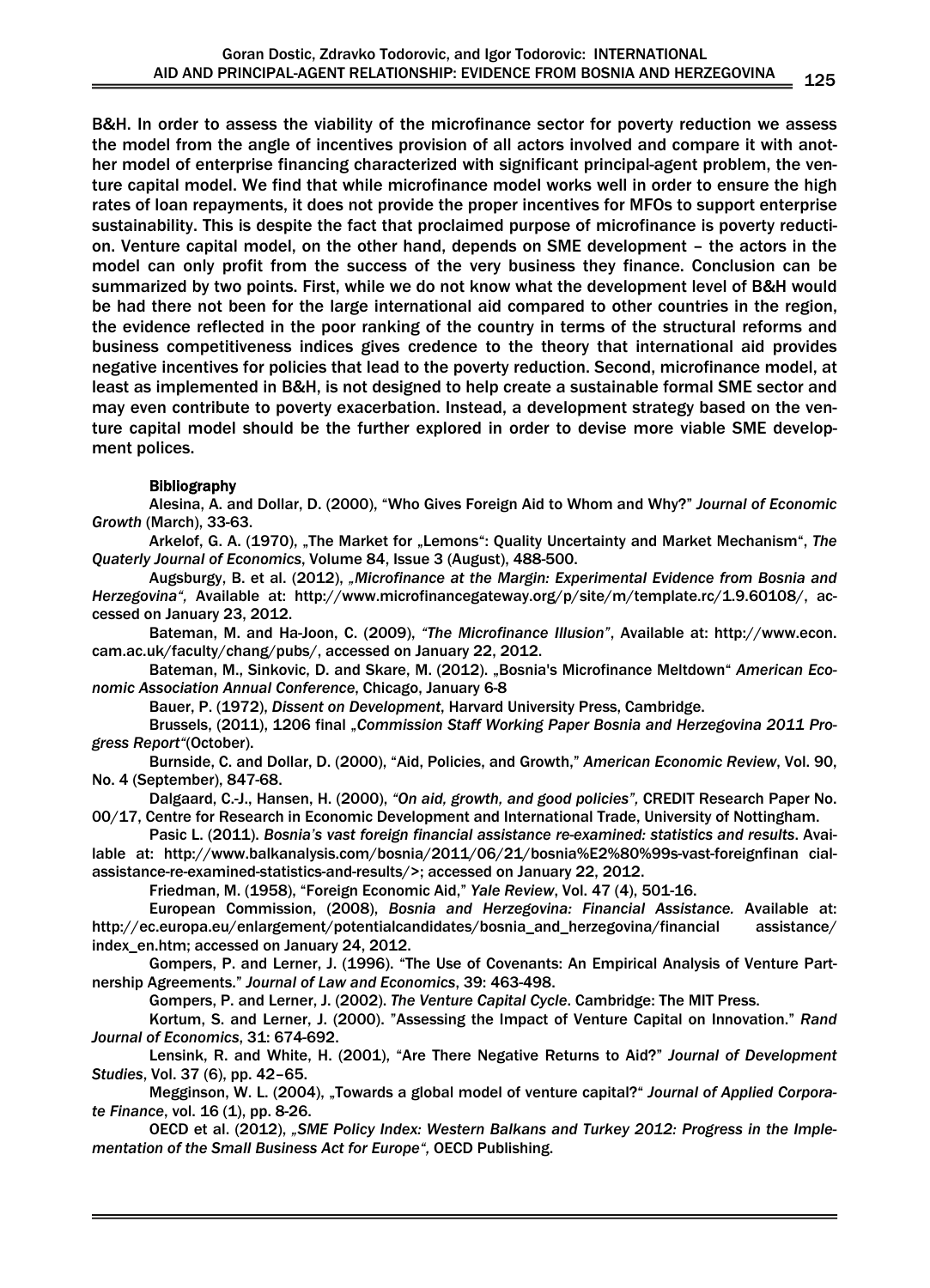B&H. In order to assess the viability of the microfinance sector for poverty reduction we assess the model from the angle of incentives provision of all actors involved and compare it with another model of enterprise financing characterized with significant principal-agent problem, the venture capital model. We find that while microfinance model works well in order to ensure the high rates of loan repayments, it does not provide the proper incentives for MFOs to support enterprise sustainability. This is despite the fact that proclaimed purpose of microfinance is poverty reduction. Venture capital model, on the other hand, depends on SME development – the actors in the model can only profit from the success of the very business they finance. Conclusion can be summarized by two points. First, while we do not know what the development level of B&H would be had there not been for the large international aid compared to other countries in the region, the evidence reflected in the poor ranking of the country in terms of the structural reforms and business competitiveness indices gives credence to the theory that international aid provides negative incentives for policies that lead to the poverty reduction. Second, microfinance model, at least as implemented in B&H, is not designed to help create a sustainable formal SME sector and may even contribute to poverty exacerbation. Instead, a development strategy based on the venture capital model should be the further explored in order to devise more viable SME development polices.

#### Bibliography

Alesina, A. and Dollar, D. (2000), "Who Gives Foreign Aid to Whom and Why?" *Journal of Economic Growth* (March), 33-63.

Arkelof, G. A. (1970), „The Market for „Lemons": Quality Uncertainty and Market Mechanism", *The Quaterly Journal of Economics*, Volume 84, Issue 3 (August), 488-500.

Augsburgy, B. et al. (2012), *„Microfinance at the Margin: Experimental Evidence from Bosnia and Herzegovina",* Available at: http://www.microfinancegateway.org/p/site/m/template.rc/1.9.60108/, accessed on January 23, 2012.

Bateman, M. and Ha-Joon, C. (2009), *"The Microfinance Illusion"*, Available at: http://www.econ.cam.ac.uk/faculty/chang/pubs/, accessed on January 22, 2012.

Bateman, M., Sinkovic, D. and Skare, M. (2012). „Bosnia's Microfinance Meltdown" *American Economic Association Annual Conference*, Chicago, January 6-8

Bauer, P. (1972), *Dissent on Development*, Harvard University Press, Cambridge.

Brussels, (2011), 1206 final *„Commission Staff Working Paper Bosnia and Herzegovina 2011 Progress Report"*(October).

Burnside, C. and Dollar, D. (2000), "Aid, Policies, and Growth," *American Economic Review*, Vol. 90, No. 4 (September), 847-68.

Dalgaard, C.-J., Hansen, H. (2000), *"On aid, growth, and good policies",* CREDIT Research Paper No. 00/17, Centre for Research in Economic Development and International Trade, University of Nottingham.

Pasic L. (2011). *Bosnia's vast foreign financial assistance re-examined: statistics and results*. Available at: http://www.balkanalysis.com/bosnia/2011/06/21/bosnia%E2%80%99s-vast-foreignfinan cialassistance-re-examined-statistics-and-results/>; accessed on January 22, 2012.

Friedman, M. (1958), "Foreign Economic Aid," *Yale Review*, Vol. 47 (4), 501-16.

European Commission, (2008), *Bosnia and Herzegovina: Financial Assistance.* Available at: http://ec.europa.eu/enlargement/potentialcandidates/bosnia_and_herzegovina/financial assistance/index_en.htm; accessed on January 24, 2012.

Gompers, P. and Lerner, J. (1996). "The Use of Covenants: An Empirical Analysis of Venture Partnership Agreements." *Journal of Law and Economics*, 39: 463-498.

Gompers, P. and Lerner, J. (2002). *The Venture Capital Cycle*. Cambridge: The MIT Press.

Kortum, S. and Lerner, J. (2000). "Assessing the Impact of Venture Capital on Innovation." *Rand Journal of Economics*, 31: 674-692.

Lensink, R. and White, H. (2001), "Are There Negative Returns to Aid?" *Journal of Development Studies*, Vol. 37 (6), pp. 42–65.

Megginson, W. L. (2004), „Towards a global model of venture capital?" *Journal of Applied Corporate Finance*, vol. 16 (1), pp. 8-26.

OECD et al. (2012), *„SME Policy Index: Western Balkans and Turkey 2012: Progress in the Implementation of the Small Business Act for Europe",* OECD Publishing.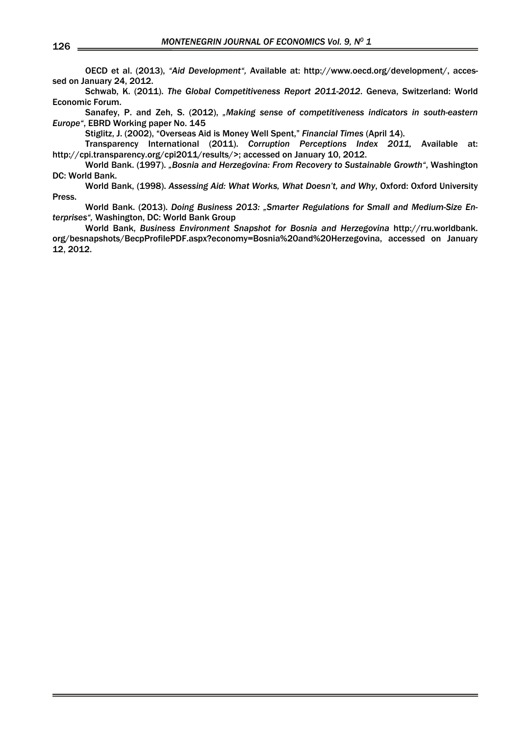OECD et al. (2013), *"Aid Development",* Available at: http://www.oecd.org/development/, accessed on January 24, 2012.

Schwab, K. (2011). *The Global Competitiveness Report 2011-2012*. Geneva, Switzerland: World Economic Forum.

Sanafey, P. and Zeh, S. (2012), *„Making sense of competitiveness indicators in south-eastern Europe"*, EBRD Working paper No. 145

Stiglitz, J. (2002), "Overseas Aid is Money Well Spent," *Financial Times* (April 14).

Transparency International (2011). *Corruption Perceptions Index 2011,* Available at: http://cpi.transparency.org/cpi2011/results/>; accessed on January 10, 2012.

World Bank. (1997). *„Bosnia and Herzegovina: From Recovery to Sustainable Growth"*, Washington DC: World Bank.

World Bank, (1998). *Assessing Aid: What Works, What Doesn't, and Why*, Oxford: Oxford University Press.

World Bank. (2013). *Doing Business 2013: „Smarter Regulations for Small and Medium-Size Enterprises",* Washington, DC: World Bank Group

World Bank, *Business Environment Snapshot for Bosnia and Herzegovina* http://rru.worldbank.org/besnapshots/BecpProfilePDF.aspx?economy=Bosnia%20and%20Herzegovina, accessed on January 12, 2012.